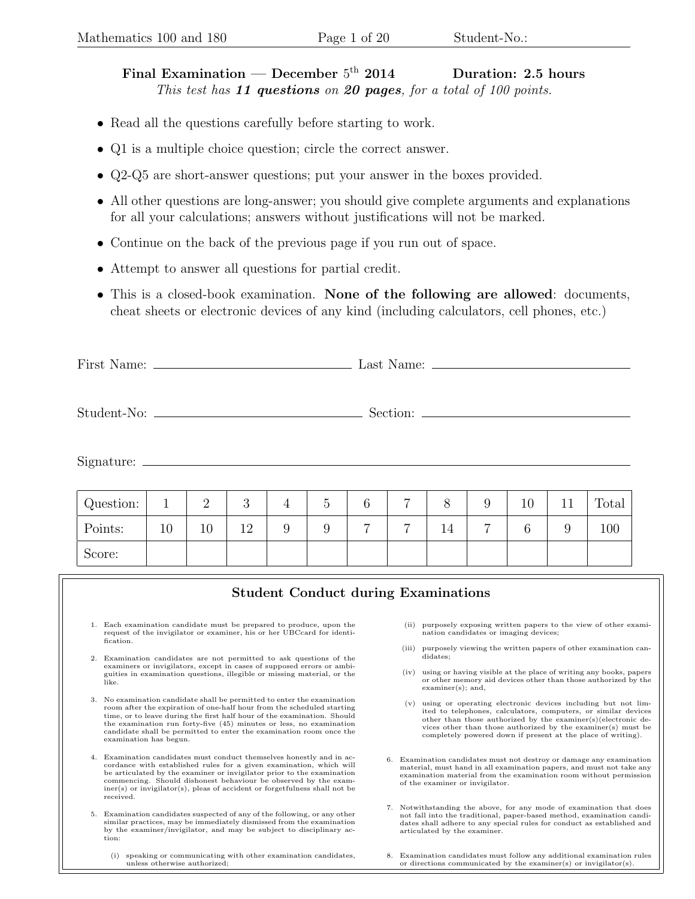# Final Examination — December $5^{\text{th}}$ 2014 Duration: 2.5 hours

*This test has **11 questions** on **20 pages**, for a total of 100 points.*

- Read all the questions carefully before starting to work.
- Q1 is a multiple choice question; circle the correct answer.
- Q2-Q5 are short-answer questions; put your answer in the boxes provided.
- All other questions are long-answer; you should give complete arguments and explanations for all your calculations; answers without justifications will not be marked.
- Continue on the back of the previous page if you run out of space.
- Attempt to answer all questions for partial credit.
- This is a closed-book examination. **None of the following are allowed**: documents, cheat sheets or electronic devices of any kind (including calculators, cell phones, etc.)

First Name: ______________________ Last Name: ______________________

Student-No: ______________________ Section: ______________________

Signature: ______________________________________________

| Question: | 1 | 2 | 3 | 4 | 5 | 6 | 7 | 8 | 9 | 10 | 11 | Total |
|---|---|---|---|---|---|---|---|---|---|---|---|---|
| Points: | 10 | 10 | 12 | 9 | 9 | 7 | 7 | 14 | 7 | 6 | 9 | 100 |
| Score: | | | | | | | | | | | | |

## Student Conduct during Examinations

1. Each examination candidate must be prepared to produce, upon the request of the invigilator or examiner, his or her UBCcard for identification.
2. Examination candidates are not permitted to ask questions of the examiners or invigilators, except in cases of supposed errors or ambiguities in examination questions, illegible or missing material, or the like.
3. No examination candidate shall be permitted to enter the examination room after the expiration of one-half hour from the scheduled starting time, or to leave during the first half hour of the examination. Should the examination run forty-five (45) minutes or less, no examination candidate shall be permitted to enter the examination room once the examination has begun.
4. Examination candidates must conduct themselves honestly and in accordance with established rules for a given examination, which will be articulated by the examiner or invigilator prior to the examination commencing. Should dishonest behaviour be observed by the examiner(s) or invigilator(s), pleas of accident or forgetfulness shall not be received.
5. Examination candidates suspected of any of the following, or any other similar practices, may be immediately dismissed from the examination by the examiner/invigilator, and may be subject to disciplinary action:
   - (i) speaking or communicating with other examination candidates, unless otherwise authorized;
   - (ii) purposely exposing written papers to the view of other examination candidates or imaging devices;
   - (iii) purposely viewing the written papers of other examination candidates;
   - (iv) using or having visible at the place of writing any books, papers or other memory aid devices other than those authorized by the examiner(s); and,
   - (v) using or operating electronic devices including but not limited to telephones, calculators, computers, or similar devices other than those authorized by the examiner(s)(electronic devices other than those authorized by the examiner(s) must be completely powered down if present at the place of writing).
6. Examination candidates must not destroy or damage any examination material, must hand in all examination papers, and must not take any examination material from the examination room without permission of the examiner or invigilator.
7. Notwithstanding the above, for any mode of examination that does not fall into the traditional, paper-based method, examination candidates shall adhere to any special rules for conduct as established and articulated by the examiner.
8. Examination candidates must follow any additional examination rules or directions communicated by the examiner(s) or invigilator(s).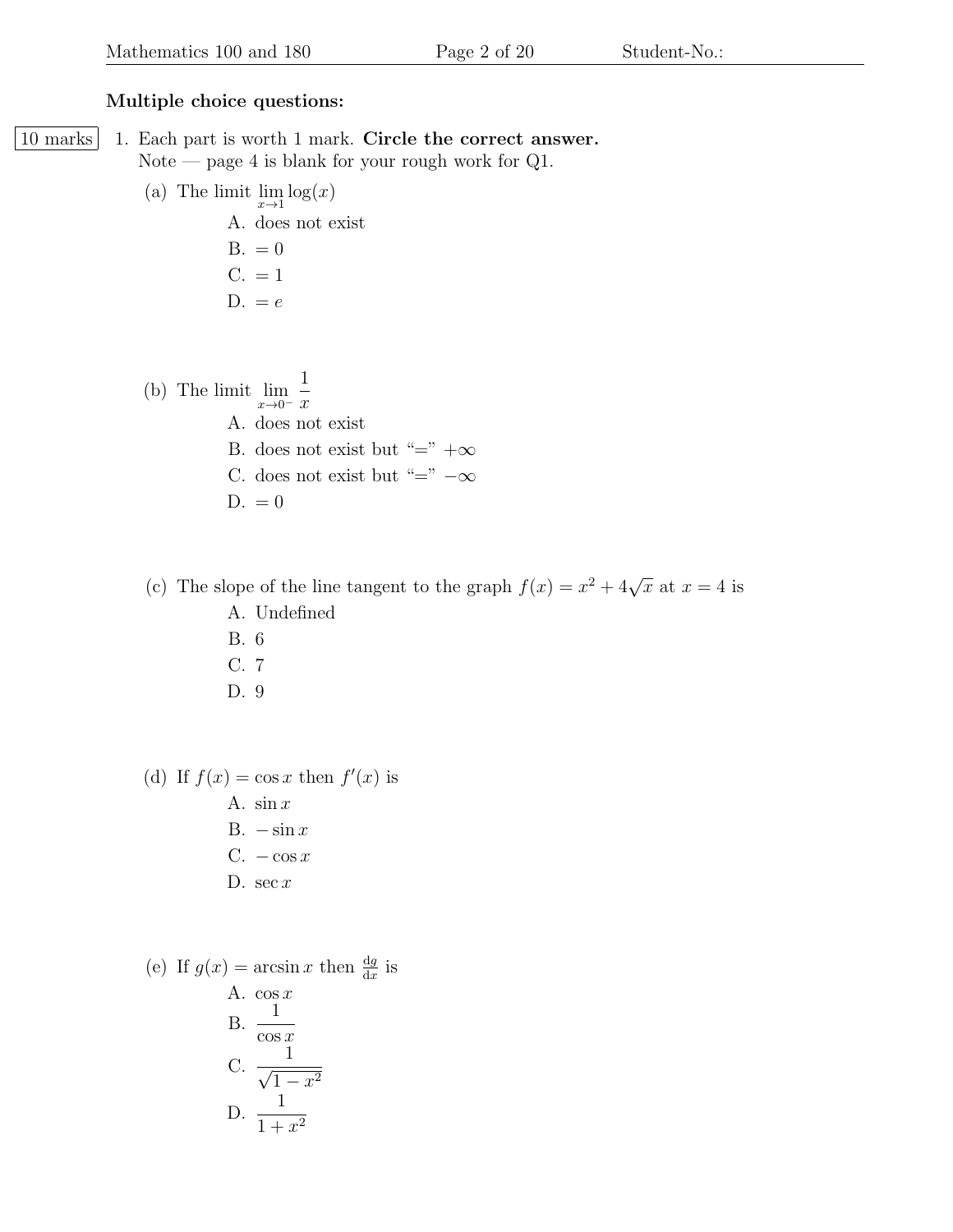**Multiple choice questions:**

10 marks

1. Each part is worth 1 mark. **Circle the correct answer.**
   Note — page 4 is blank for your rough work for Q1.

   (a) The limit $\lim_{x\to 1} \log(x)$

   A. does not exist
   B. $= 0$
   C. $= 1$
   D. $= e$

   (b) The limit $\lim_{x\to 0^-} \dfrac{1}{x}$

   A. does not exist
   B. does not exist but "=" $+\infty$
   C. does not exist but "=" $-\infty$
   D. $= 0$

   (c) The slope of the line tangent to the graph $f(x) = x^2 + 4\sqrt{x}$ at $x = 4$ is

   A. Undefined
   B. 6
   C. 7
   D. 9

   (d) If $f(x) = \cos x$ then $f'(x)$ is

   A. $\sin x$
   B. $-\sin x$
   C. $-\cos x$
   D. $\sec x$

   (e) If $g(x) = \arcsin x$ then $\frac{\mathrm{d}g}{\mathrm{d}x}$ is

   A. $\cos x$
   B. $\dfrac{1}{\cos x}$
   C. $\dfrac{1}{\sqrt{1-x^2}}$
   D. $\dfrac{1}{1+x^2}$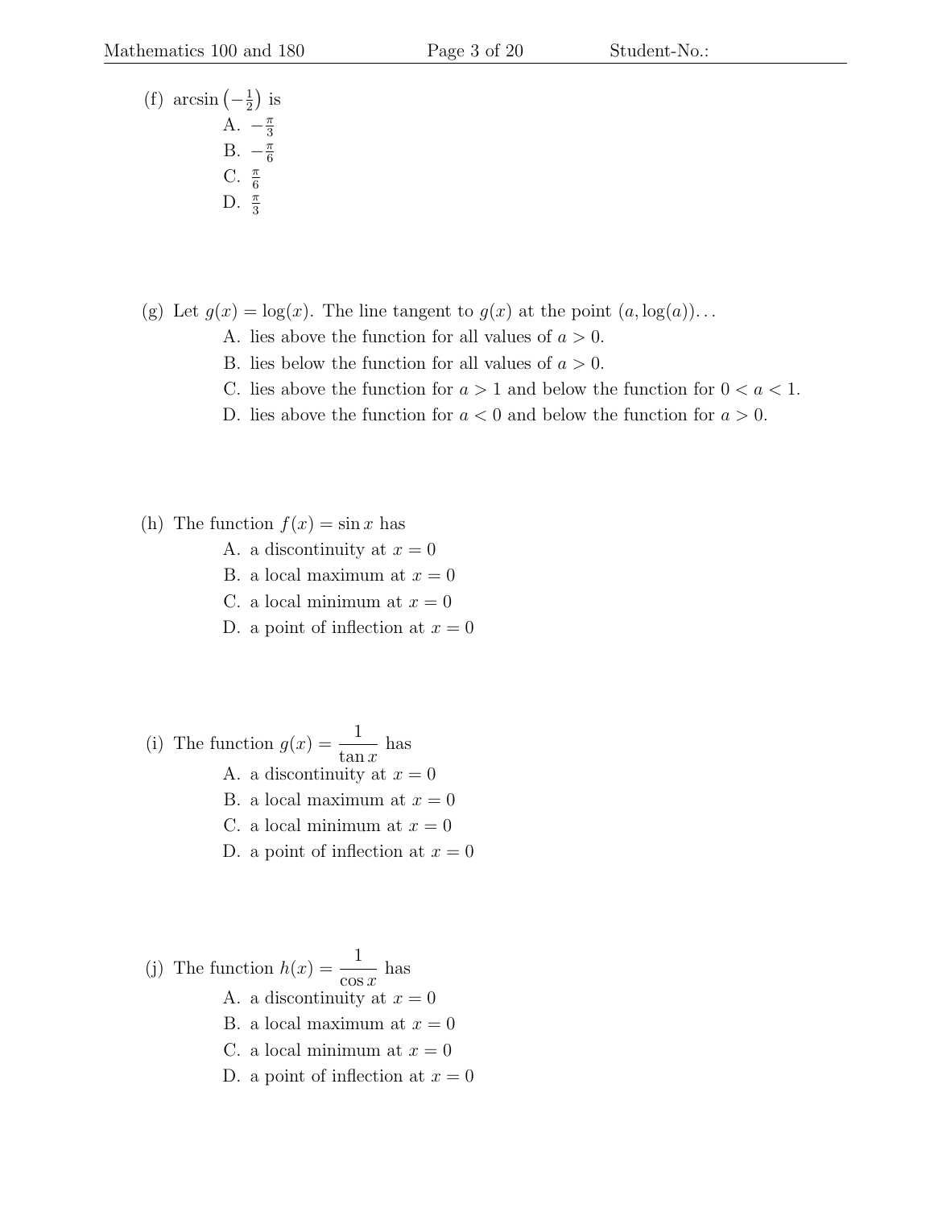(f) $\arcsin\left(-\frac{1}{2}\right)$ is

- A. $-\frac{\pi}{3}$
- B. $-\frac{\pi}{6}$
- C. $\frac{\pi}{6}$
- D. $\frac{\pi}{3}$

(g) Let $g(x) = \log(x)$. The line tangent to $g(x)$ at the point $(a, \log(a))$...

- A. lies above the function for all values of $a > 0$.
- B. lies below the function for all values of $a > 0$.
- C. lies above the function for $a > 1$ and below the function for $0 < a < 1$.
- D. lies above the function for $a < 0$ and below the function for $a > 0$.

(h) The function $f(x) = \sin x$ has

- A. a discontinuity at $x = 0$
- B. a local maximum at $x = 0$
- C. a local minimum at $x = 0$
- D. a point of inflection at $x = 0$

(i) The function $g(x) = \dfrac{1}{\tan x}$ has

- A. a discontinuity at $x = 0$
- B. a local maximum at $x = 0$
- C. a local minimum at $x = 0$
- D. a point of inflection at $x = 0$

(j) The function $h(x) = \dfrac{1}{\cos x}$ has

- A. a discontinuity at $x = 0$
- B. a local maximum at $x = 0$
- C. a local minimum at $x = 0$
- D. a point of inflection at $x = 0$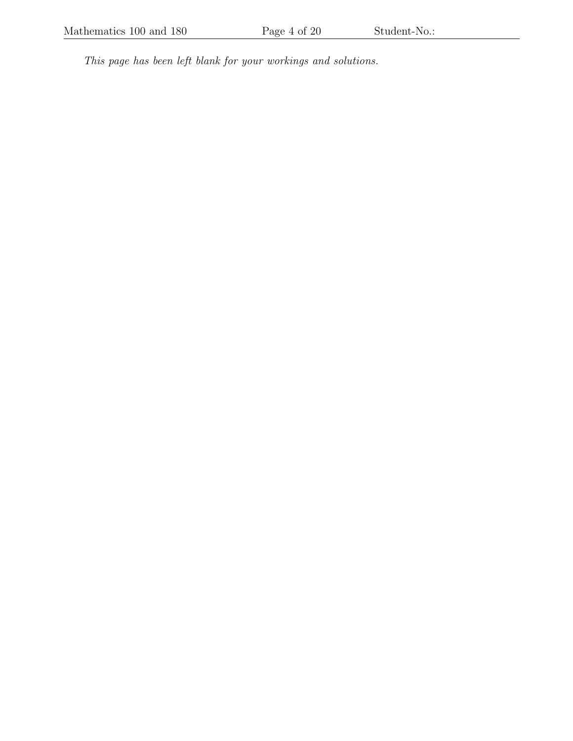*This page has been left blank for your workings and solutions.*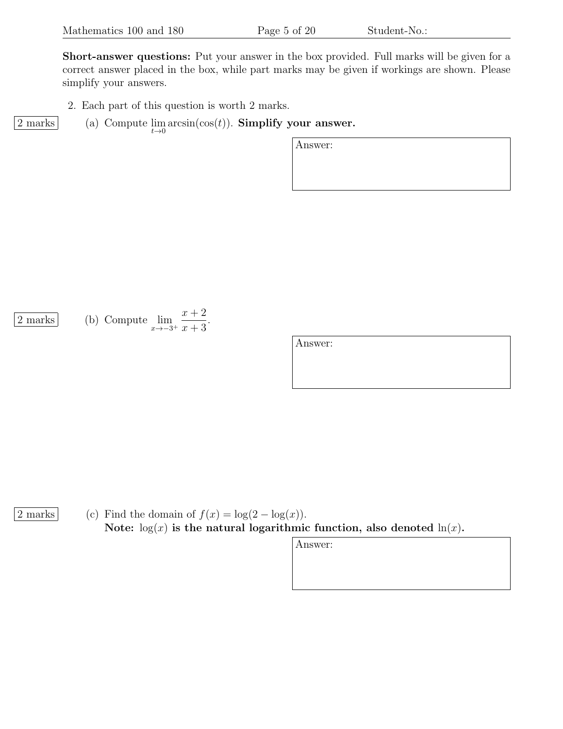**Short-answer questions:** Put your answer in the box provided. Full marks will be given for a correct answer placed in the box, while part marks may be given if workings are shown. Please simplify your answers.

2. Each part of this question is worth 2 marks.

2 marks (a) Compute $\lim_{t \to 0} \arcsin(\cos(t))$. **Simplify your answer.**

Answer:

2 marks (b) Compute $\lim_{x \to -3^+} \frac{x+2}{x+3}$.

Answer:

2 marks (c) Find the domain of $f(x) = \log(2 - \log(x))$.
**Note:** $\log(x)$ **is the natural logarithmic function, also denoted** $\ln(x)$**.**

Answer: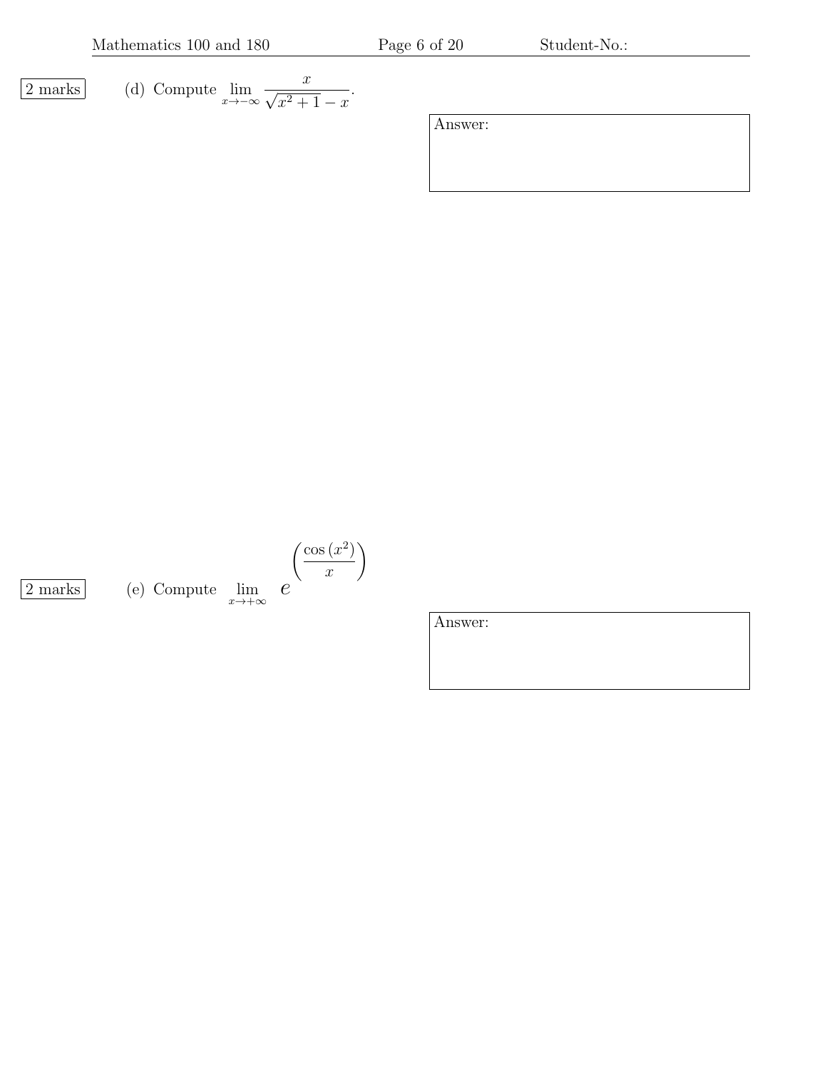2 marks

(d) Compute $\lim_{x \to -\infty} \frac{x}{\sqrt{x^2+1} - x}$.

Answer:

2 marks

(e) Compute $\lim_{x \to +\infty} e^{\left(\frac{\cos(x^2)}{x}\right)}$

Answer: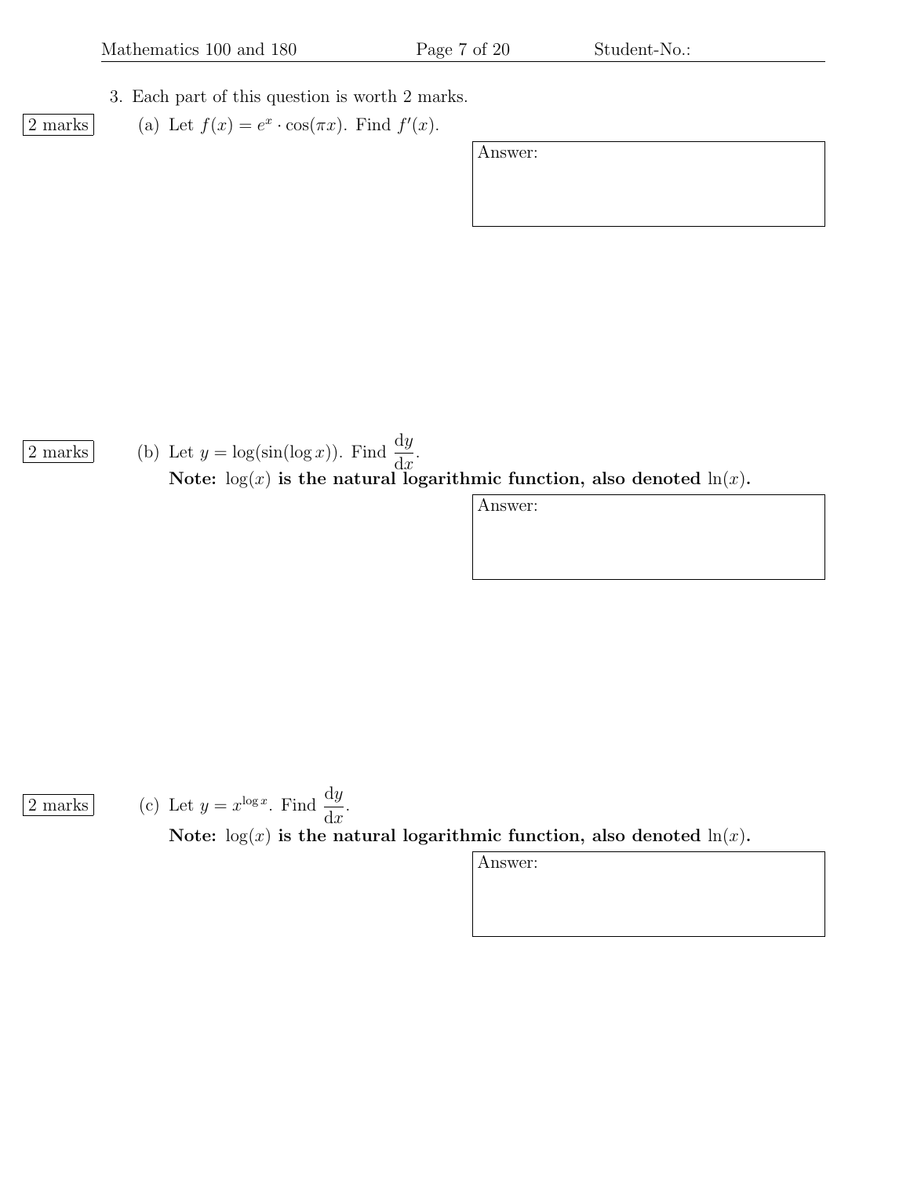3. Each part of this question is worth 2 marks.

2 marks (a) Let $f(x) = e^x \cdot \cos(\pi x)$. Find $f'(x)$.

Answer:

2 marks (b) Let $y = \log(\sin(\log x))$. Find $\frac{\mathrm{d}y}{\mathrm{d}x}$.

**Note: $\log(x)$ is the natural logarithmic function, also denoted $\ln(x)$.**

Answer:

2 marks (c) Let $y = x^{\log x}$. Find $\frac{\mathrm{d}y}{\mathrm{d}x}$.

**Note: $\log(x)$ is the natural logarithmic function, also denoted $\ln(x)$.**

Answer: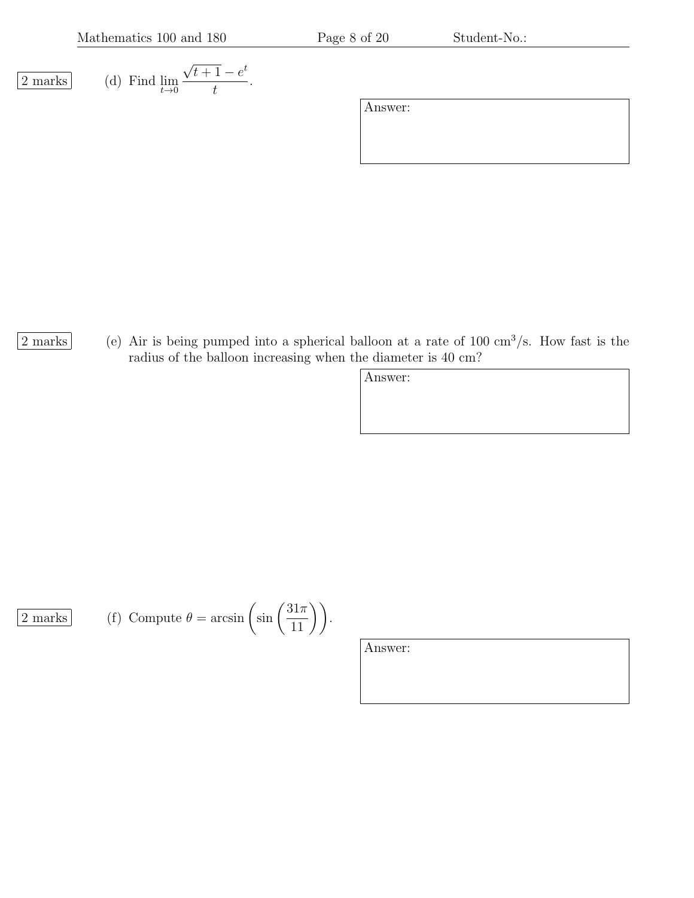2 marks (d) Find $\lim_{t\to 0} \frac{\sqrt{t+1}-e^t}{t}$.

Answer:

2 marks (e) Air is being pumped into a spherical balloon at a rate of 100 cm$^3$/s. How fast is the radius of the balloon increasing when the diameter is 40 cm?

Answer:

2 marks (f) Compute $\theta = \arcsin\left(\sin\left(\frac{31\pi}{11}\right)\right)$.

Answer: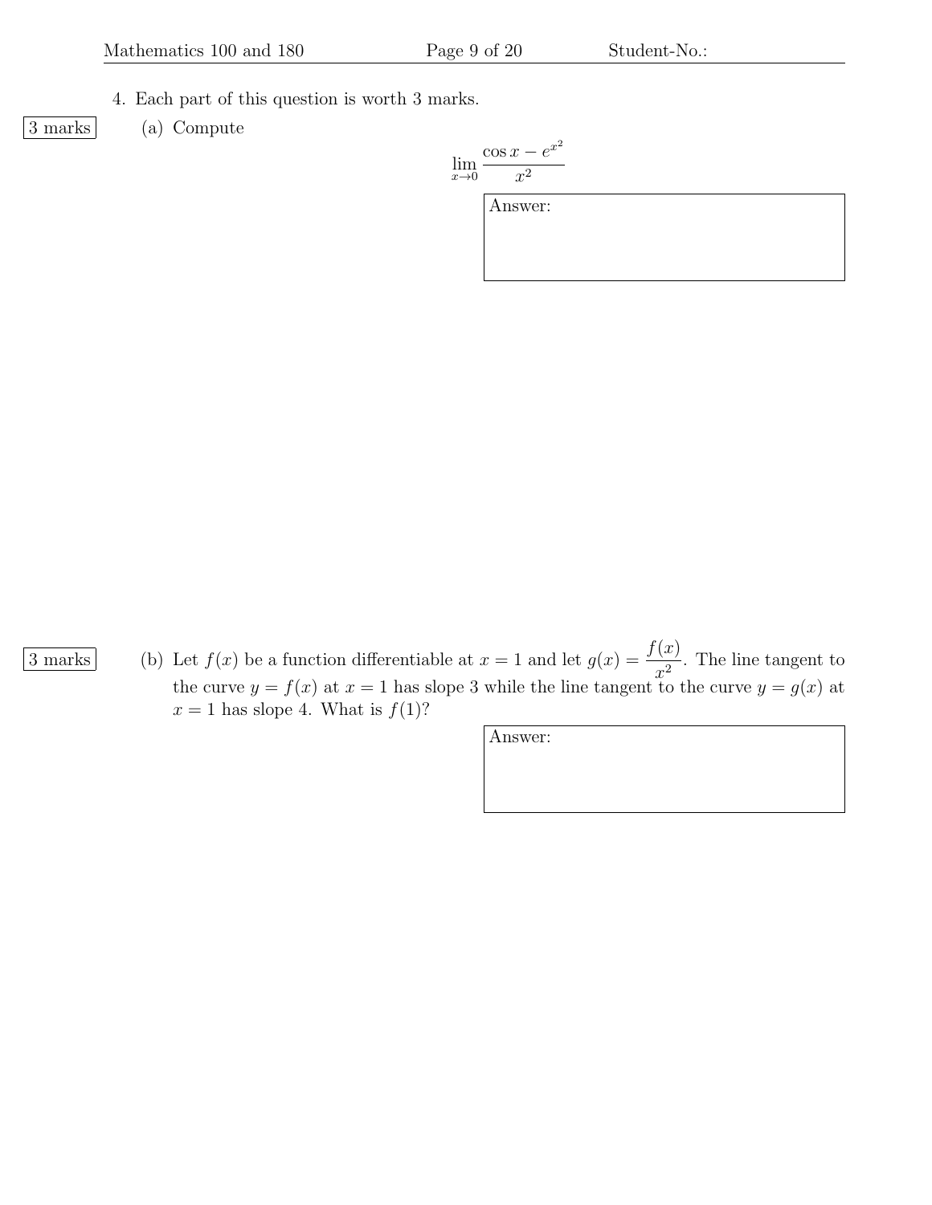4. Each part of this question is worth 3 marks.

3 marks (a) Compute

$$\lim_{x \to 0} \frac{\cos x - e^{x^2}}{x^2}$$

Answer:

3 marks (b) Let $f(x)$ be a function differentiable at $x = 1$ and let $g(x) = \dfrac{f(x)}{x^2}$. The line tangent to the curve $y = f(x)$ at $x = 1$ has slope 3 while the line tangent to the curve $y = g(x)$ at $x = 1$ has slope 4. What is $f(1)$?

Answer: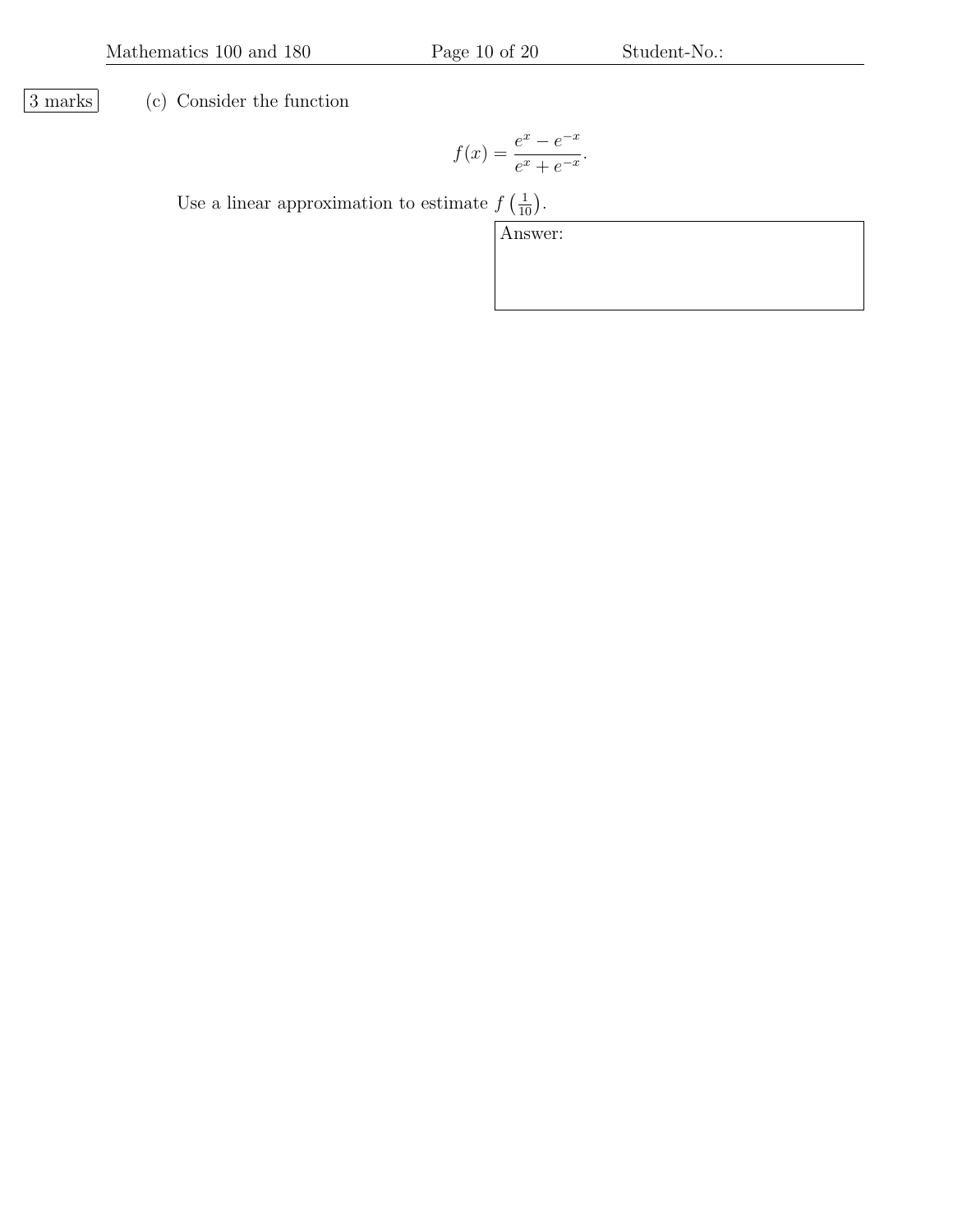3 marks

(c) Consider the function

$$f(x) = \frac{e^x - e^{-x}}{e^x + e^{-x}}.$$

Use a linear approximation to estimate $f\left(\frac{1}{10}\right)$.

Answer: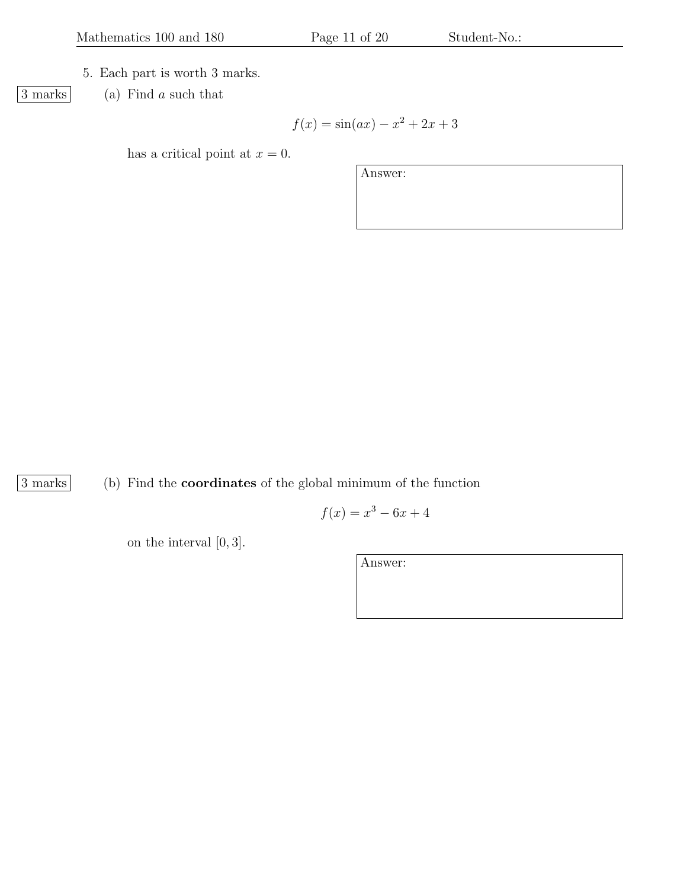5. Each part is worth 3 marks.

3 marks (a) Find $a$ such that

$$f(x) = \sin(ax) - x^2 + 2x + 3$$

has a critical point at $x = 0$.

Answer:

3 marks (b) Find the **coordinates** of the global minimum of the function

$$f(x) = x^3 - 6x + 4$$

on the interval $[0, 3]$.

Answer: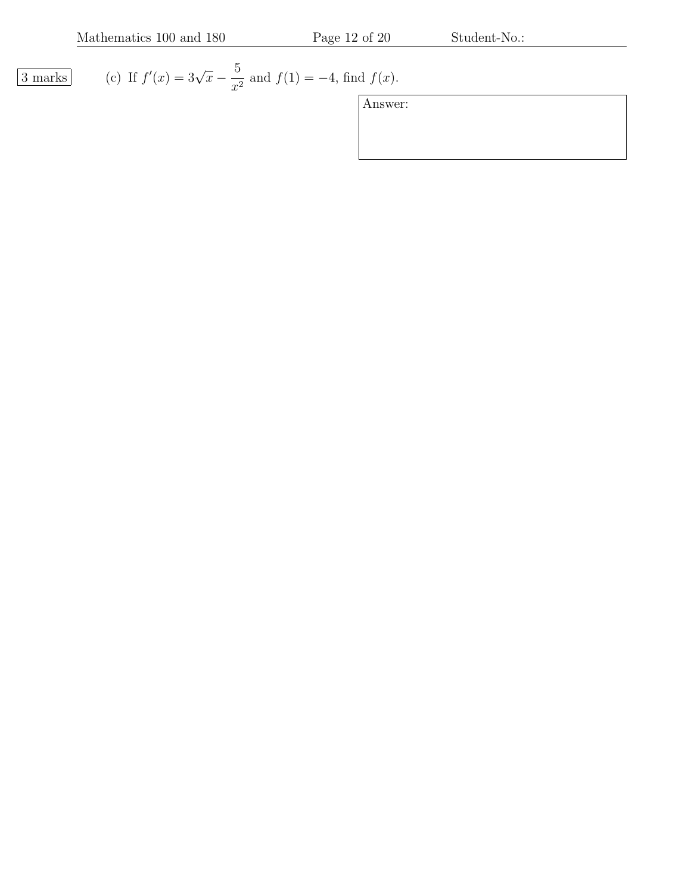3 marks

(c) If $f'(x) = 3\sqrt{x} - \dfrac{5}{x^2}$ and $f(1) = -4$, find $f(x)$.

Answer: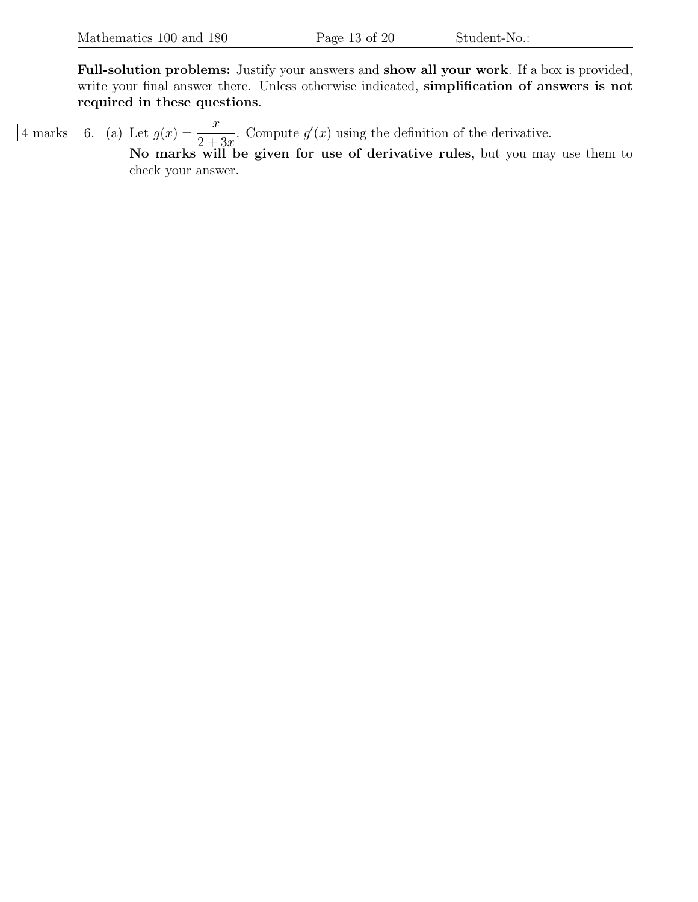**Full-solution problems:** Justify your answers and **show all your work**. If a box is provided, write your final answer there. Unless otherwise indicated, **simplification of answers is not required in these questions**.

4 marks

6. (a) Let $g(x) = \dfrac{x}{2+3x}$. Compute $g'(x)$ using the definition of the derivative.
**No marks will be given for use of derivative rules**, but you may use them to check your answer.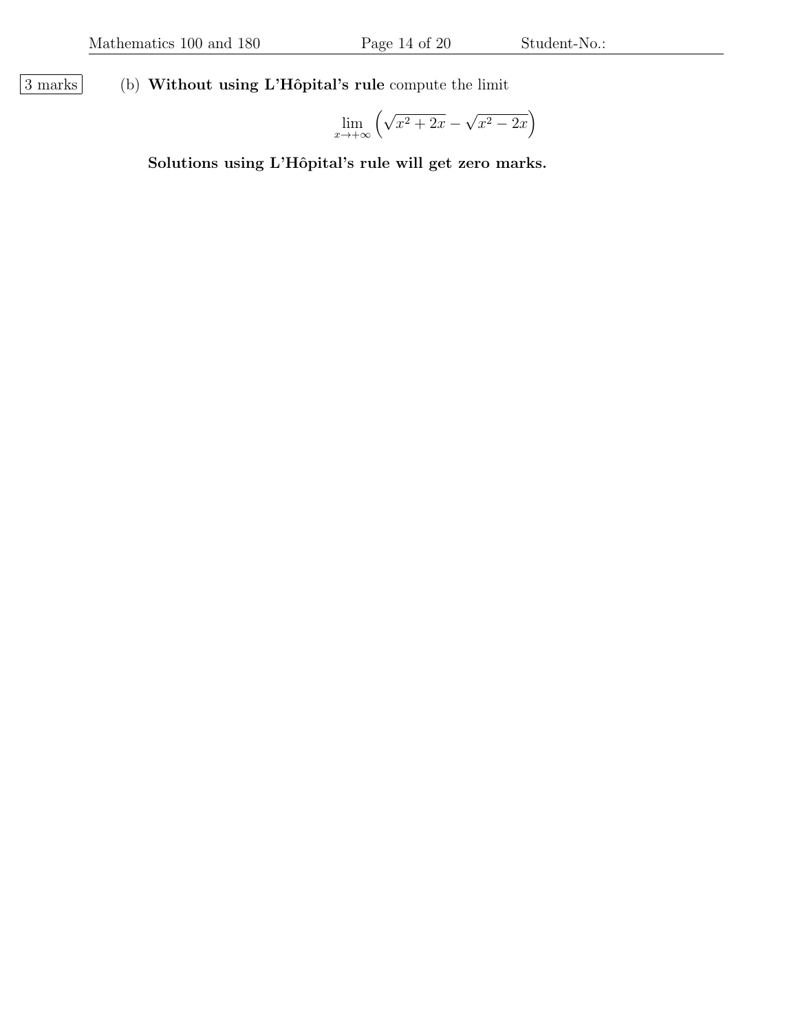3 marks

(b) **Without using L'Hôpital's rule** compute the limit

$$\lim_{x \to +\infty} \left( \sqrt{x^2 + 2x} - \sqrt{x^2 - 2x} \right)$$

**Solutions using L'Hôpital's rule will get zero marks.**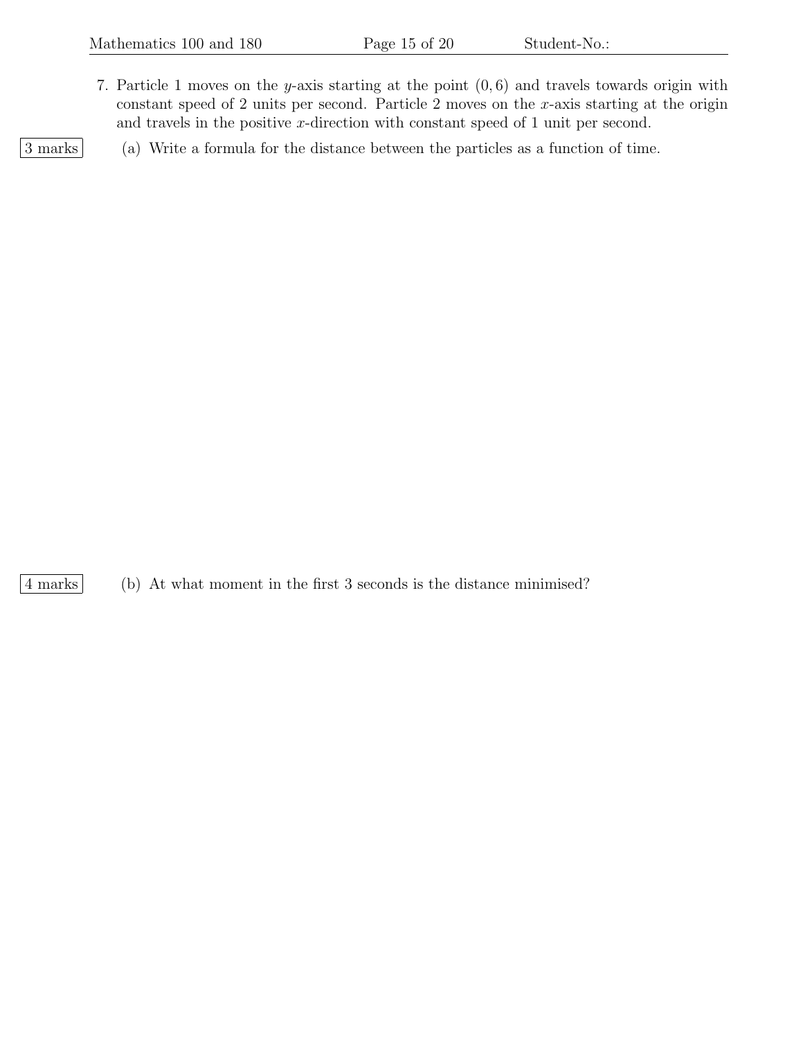7. Particle 1 moves on the $y$-axis starting at the point $(0, 6)$ and travels towards origin with constant speed of 2 units per second. Particle 2 moves on the $x$-axis starting at the origin and travels in the positive $x$-direction with constant speed of 1 unit per second.

3 marks

(a) Write a formula for the distance between the particles as a function of time.

4 marks

(b) At what moment in the first 3 seconds is the distance minimised?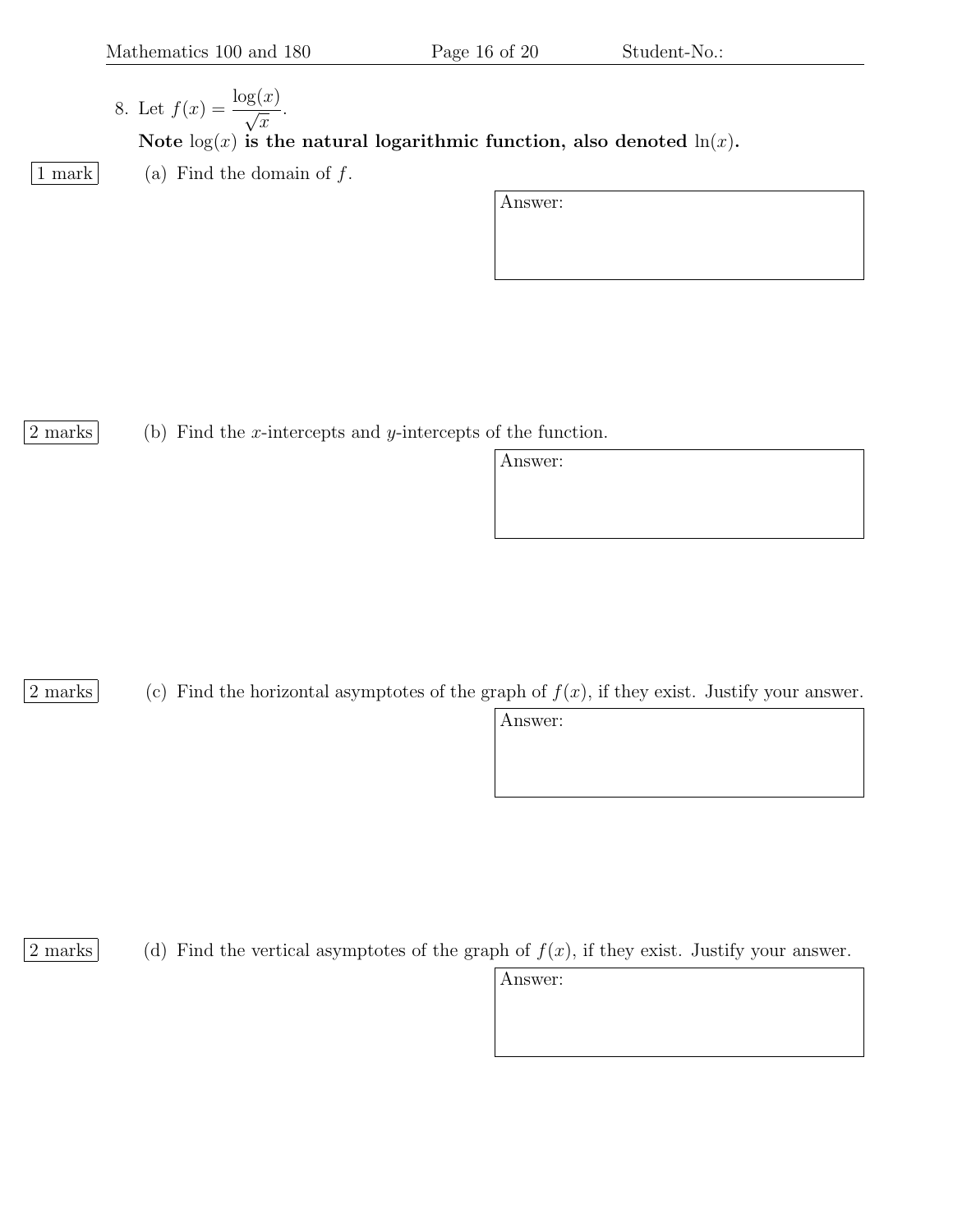8. Let $f(x) = \dfrac{\log(x)}{\sqrt{x}}$.

**Note $\log(x)$ is the natural logarithmic function, also denoted $\ln(x)$.**

1 mark

(a) Find the domain of $f$.

Answer:

2 marks

(b) Find the $x$-intercepts and $y$-intercepts of the function.

Answer:

2 marks

(c) Find the horizontal asymptotes of the graph of $f(x)$, if they exist. Justify your answer.

Answer:

2 marks

(d) Find the vertical asymptotes of the graph of $f(x)$, if they exist. Justify your answer.

Answer: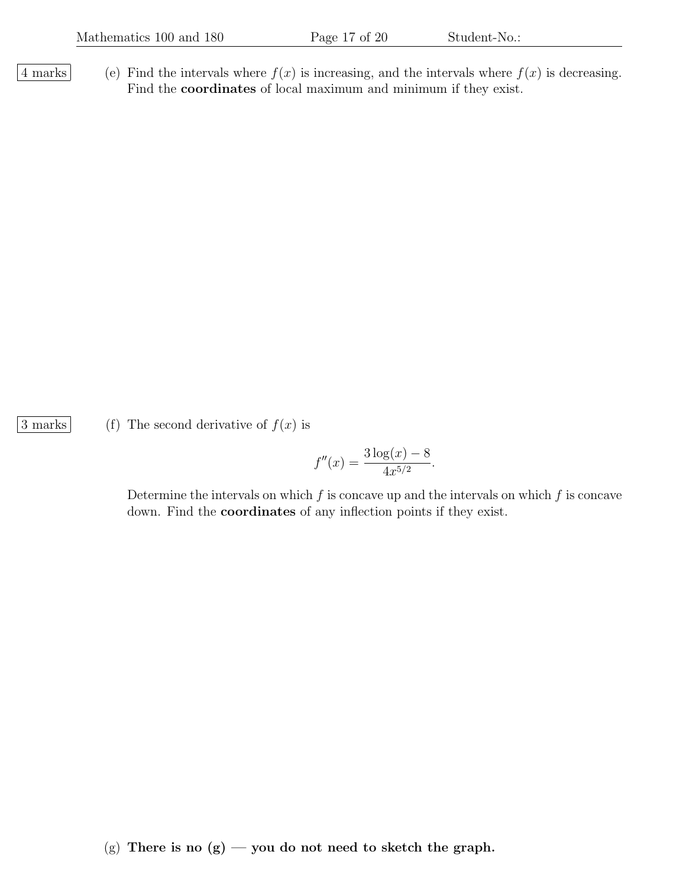4 marks

(e) Find the intervals where $f(x)$ is increasing, and the intervals where $f(x)$ is decreasing. Find the **coordinates** of local maximum and minimum if they exist.

3 marks

(f) The second derivative of $f(x)$ is

$$f''(x) = \frac{3\log(x) - 8}{4x^{5/2}}.$$

Determine the intervals on which $f$ is concave up and the intervals on which $f$ is concave down. Find the **coordinates** of any inflection points if they exist.

(g) **There is no (g) — you do not need to sketch the graph.**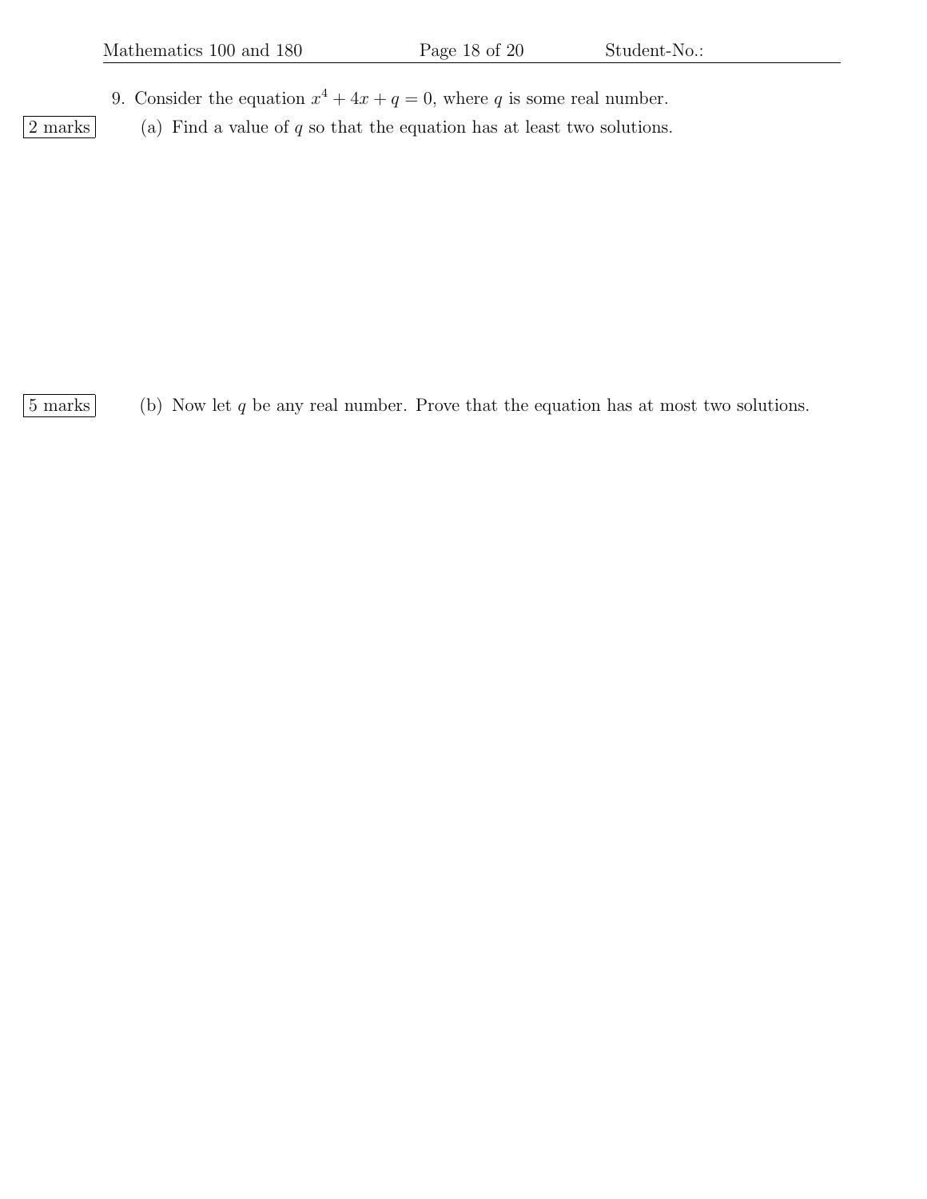9. Consider the equation $x^4 + 4x + q = 0$, where $q$ is some real number.

2 marks

(a) Find a value of $q$ so that the equation has at least two solutions.

5 marks

(b) Now let $q$ be any real number. Prove that the equation has at most two solutions.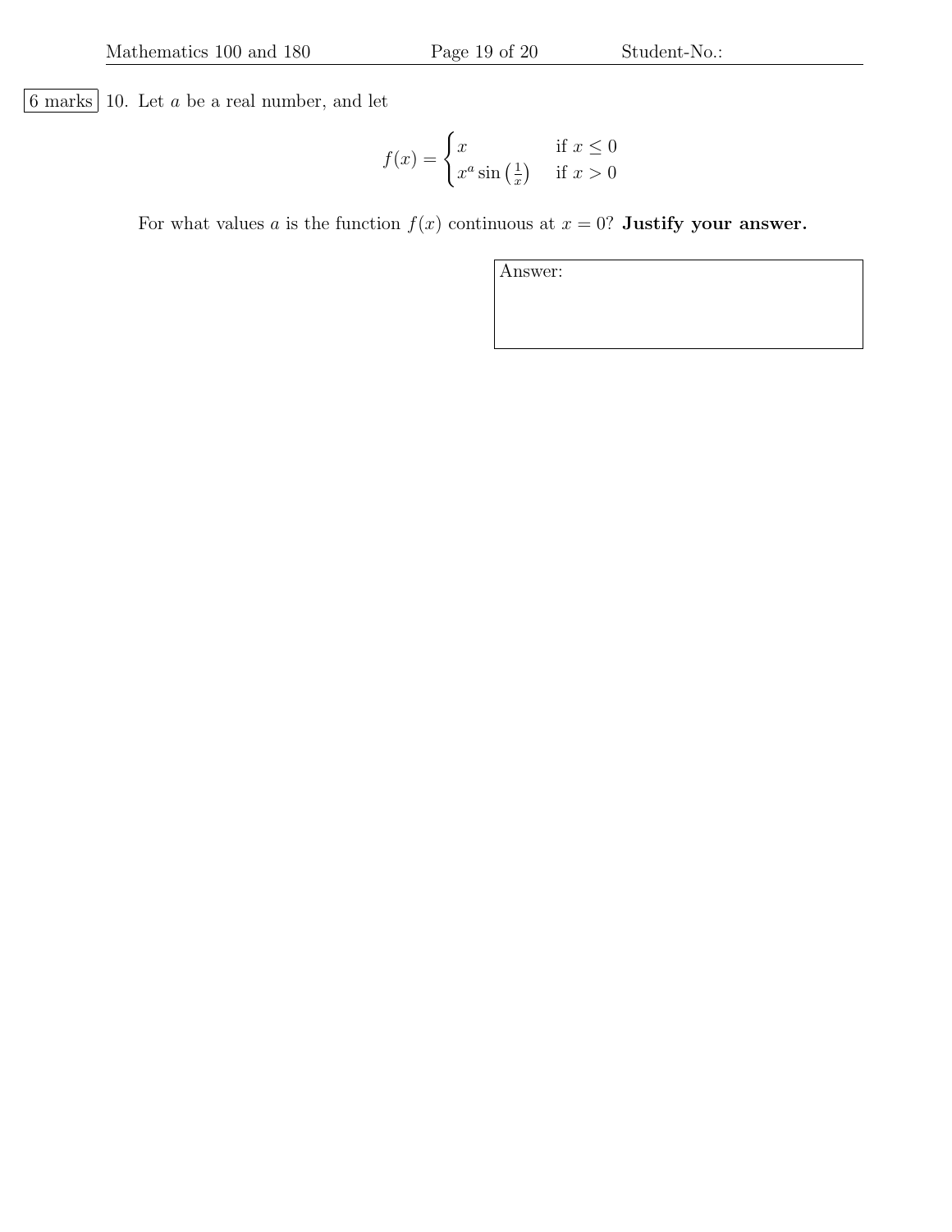6 marks 10. Let $a$ be a real number, and let

$$f(x) = \begin{cases} x & \text{if } x \leq 0 \\ x^a \sin\left(\frac{1}{x}\right) & \text{if } x > 0 \end{cases}$$

For what values $a$ is the function $f(x)$ continuous at $x = 0$? **Justify your answer.**

Answer: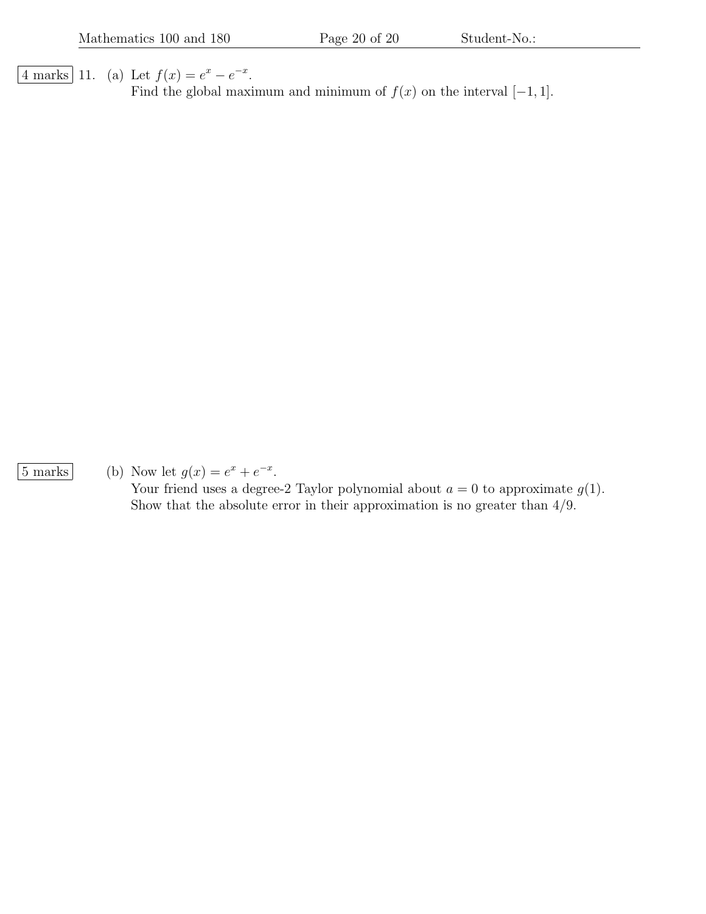4 marks 11. (a) Let $f(x) = e^x - e^{-x}$.
Find the global maximum and minimum of $f(x)$ on the interval $[-1, 1]$.

5 marks (b) Now let $g(x) = e^x + e^{-x}$.
Your friend uses a degree-2 Taylor polynomial about $a = 0$ to approximate $g(1)$.
Show that the absolute error in their approximation is no greater than $4/9$.